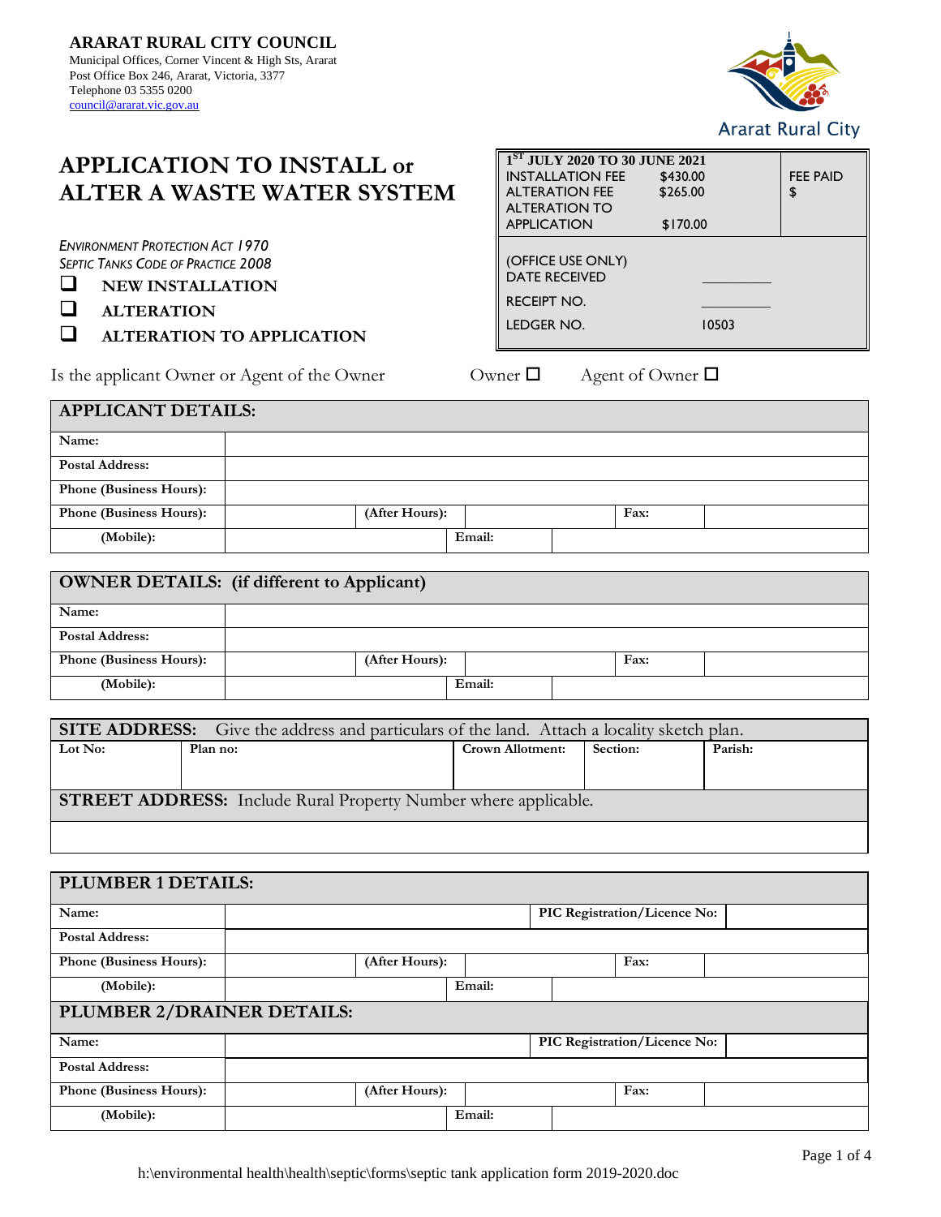**ARARAT RURAL CITY COUNCIL**
Municipal Offices, Corner Vincent & High Sts, Ararat
Post Office Box 246, Ararat, Victoria, 3377
Telephone 03 5355 0200
council@ararat.vic.gov.au

Ararat Rural City

# APPLICATION TO INSTALL or ALTER A WASTE WATER SYSTEM

| 1ST JULY 2020 TO 30 JUNE 2021 | | FEE PAID |
|---|---|---|
| INSTALLATION FEE | $430.00 | $ |
| ALTERATION FEE | $265.00 | |
| ALTERATION TO APPLICATION | $170.00 | |
| (OFFICE USE ONLY) DATE RECEIVED | | |
| RECEIPT NO. | | |
| LEDGER NO. | 10503 | |

*Environment Protection Act 1970*
*Septic Tanks Code of Practice 2008*

- ☐ **NEW INSTALLATION**
- ☐ **ALTERATION**
- ☐ **ALTERATION TO APPLICATION**

Is the applicant Owner or Agent of the Owner Owner ☐ Agent of Owner ☐

| **APPLICANT DETAILS:** | | | | | |
|---|---|---|---|---|---|
| **Name:** | | | | | |
| **Postal Address:** | | | | | |
| **Phone (Business Hours):** | | | | | |
| **Phone (Business Hours):** | | **(After Hours):** | | **Fax:** | |
| **(Mobile):** | | **Email:** | | | |

| **OWNER DETAILS: (if different to Applicant)** | | | | | |
|---|---|---|---|---|---|
| **Name:** | | | | | |
| **Postal Address:** | | | | | |
| **Phone (Business Hours):** | | **(After Hours):** | | **Fax:** | |
| **(Mobile):** | | **Email:** | | | |

| **SITE ADDRESS:** Give the address and particulars of the land. Attach a locality sketch plan. | | | | |
|---|---|---|---|---|
| **Lot No:** | **Plan no:** | **Crown Allotment:** | **Section:** | **Parish:** |
| **STREET ADDRESS:** Include Rural Property Number where applicable. | | | | |
| | | | | |

| **PLUMBER 1 DETAILS:** | | | | | |
|---|---|---|---|---|---|
| **Name:** | | | **PIC Registration/Licence No:** | | |
| **Postal Address:** | | | | | |
| **Phone (Business Hours):** | | **(After Hours):** | | **Fax:** | |
| **(Mobile):** | | **Email:** | | | |
| **PLUMBER 2/DRAINER DETAILS:** | | | | | |
| **Name:** | | | **PIC Registration/Licence No:** | | |
| **Postal Address:** | | | | | |
| **Phone (Business Hours):** | | **(After Hours):** | | **Fax:** | |
| **(Mobile):** | | **Email:** | | | |

h:\environmental health\health\septic\forms\septic tank application form 2019-2020.doc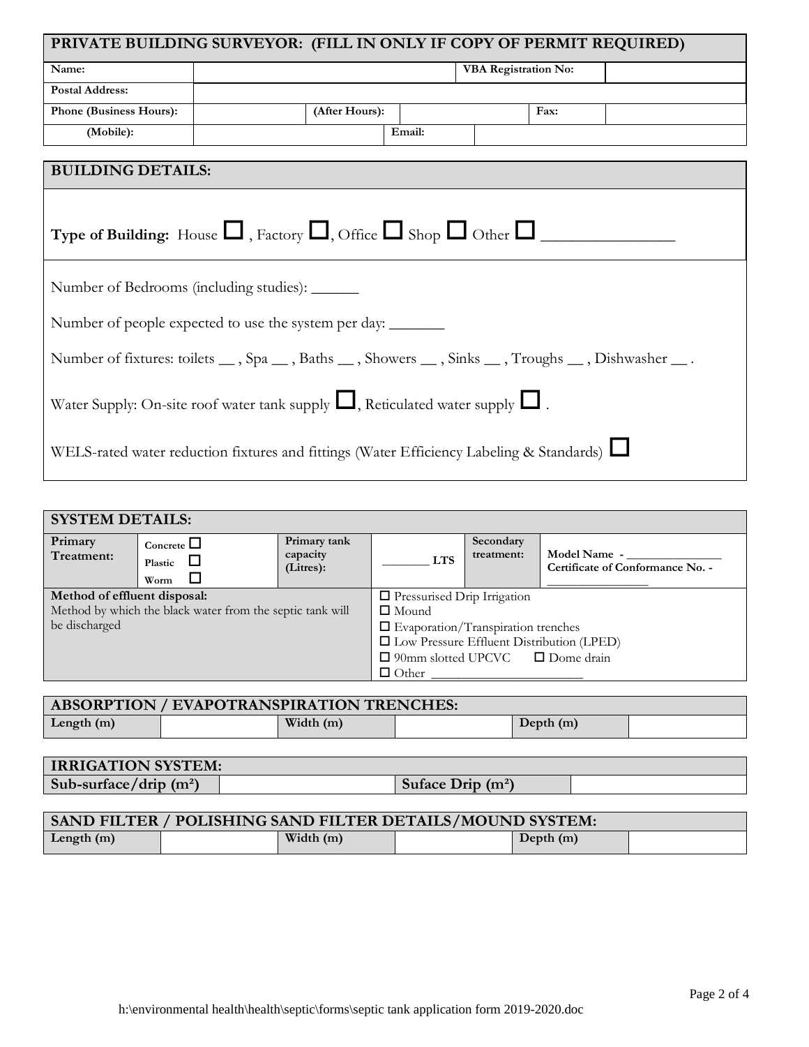| PRIVATE BUILDING SURVEYOR: (FILL IN ONLY IF COPY OF PERMIT REQUIRED) | | | | | |
|---|---|---|---|---|---|
| **Name:** | | | | **VBA Registration No:** | |
| **Postal Address:** | | | | | |
| **Phone (Business Hours):** | | **(After Hours):** | | **Fax:** | |
| **(Mobile):** | | | **Email:** | | |

## BUILDING DETAILS:

**Type of Building:** House ☐ , Factory ☐, Office ☐ Shop ☐ Other ☐ ________________

Number of Bedrooms (including studies): ______

Number of people expected to use the system per day: _______

Number of fixtures: toilets __ , Spa __ , Baths __ , Showers __ , Sinks __ , Troughs __ , Dishwasher __ .

Water Supply: On-site roof water tank supply ☐, Reticulated water supply ☐ .

WELS-rated water reduction fixtures and fittings (Water Efficiency Labeling & Standards) ☐

| SYSTEM DETAILS: | | | | | |
|---|---|---|---|---|---|
| **Primary Treatment:** | Concrete ☐ Plastic ☐ Worm ☐ | **Primary tank capacity (Litres):** | _______ **LTS** | **Secondary treatment:** | **Model Name** - _______________ **Certificate of Conformance No. -** _______________ |
| **Method of effluent disposal:** Method by which the black water from the septic tank will be discharged | | | ☐ Pressurised Drip Irrigation ☐ Mound ☐ Evaporation/Transpiration trenches ☐ Low Pressure Effluent Distribution (LPED) ☐ 90mm slotted UPCVC ☐ Dome drain ☐ Other ______________________ | | |

| ABSORPTION / EVAPOTRANSPIRATION TRENCHES: | | | | | |
|---|---|---|---|---|---|
| **Length (m)** | | **Width (m)** | | **Depth (m)** | |

| IRRIGATION SYSTEM: | | | |
|---|---|---|---|
| **Sub-surface/drip (m²)** | | **Suface Drip (m²)** | |

| SAND FILTER / POLISHING SAND FILTER DETAILS/MOUND SYSTEM: | | | | | |
|---|---|---|---|---|---|
| **Length (m)** | | **Width (m)** | | **Depth (m)** | |

h:\environmental health\health\septic\forms\septic tank application form 2019-2020.doc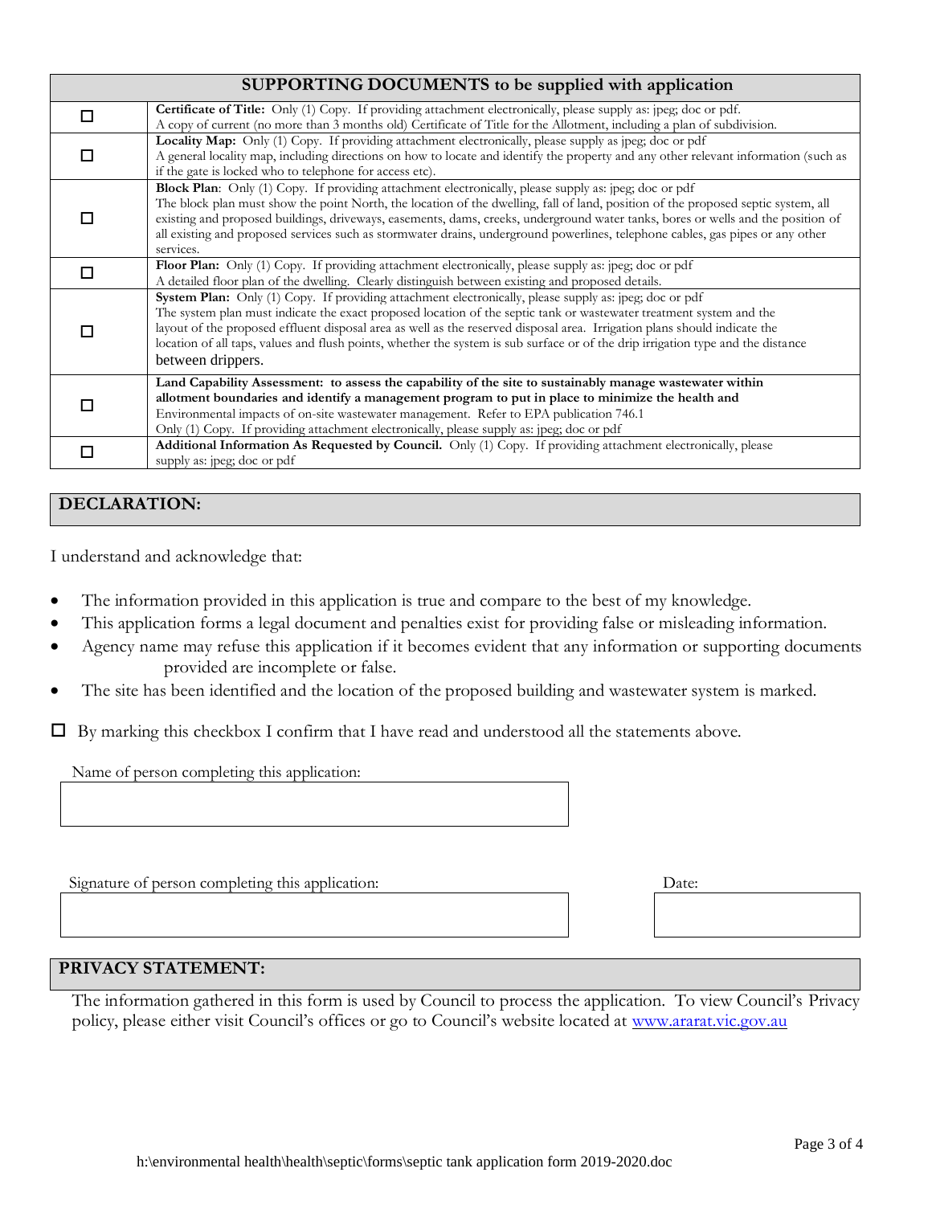| | SUPPORTING DOCUMENTS to be supplied with application |
|---|---|
| ☐ | **Certificate of Title:** Only (1) Copy. If providing attachment electronically, please supply as: jpeg; doc or pdf. A copy of current (no more than 3 months old) Certificate of Title for the Allotment, including a plan of subdivision. |
| ☐ | **Locality Map:** Only (1) Copy. If providing attachment electronically, please supply as jpeg; doc or pdf A general locality map, including directions on how to locate and identify the property and any other relevant information (such as if the gate is locked who to telephone for access etc). |
| ☐ | **Block Plan**: Only (1) Copy. If providing attachment electronically, please supply as: jpeg; doc or pdf The block plan must show the point North, the location of the dwelling, fall of land, position of the proposed septic system, all existing and proposed buildings, driveways, easements, dams, creeks, underground water tanks, bores or wells and the position of all existing and proposed services such as stormwater drains, underground powerlines, telephone cables, gas pipes or any other services. |
| ☐ | **Floor Plan:** Only (1) Copy. If providing attachment electronically, please supply as: jpeg; doc or pdf A detailed floor plan of the dwelling. Clearly distinguish between existing and proposed details. |
| ☐ | **System Plan:** Only (1) Copy. If providing attachment electronically, please supply as: jpeg; doc or pdf The system plan must indicate the exact proposed location of the septic tank or wastewater treatment system and the layout of the proposed effluent disposal area as well as the reserved disposal area. Irrigation plans should indicate the location of all taps, values and flush points, whether the system is sub surface or of the drip irrigation type and the distance between drippers. |
| ☐ | **Land Capability Assessment: to assess the capability of the site to sustainably manage wastewater within allotment boundaries and identify a management program to put in place to minimize the health and** Environmental impacts of on-site wastewater management. Refer to EPA publication 746.1 Only (1) Copy. If providing attachment electronically, please supply as: jpeg; doc or pdf |
| ☐ | **Additional Information As Requested by Council.** Only (1) Copy. If providing attachment electronically, please supply as: jpeg; doc or pdf |

## DECLARATION:

I understand and acknowledge that:

- The information provided in this application is true and compare to the best of my knowledge.
- This application forms a legal document and penalties exist for providing false or misleading information.
- Agency name may refuse this application if it becomes evident that any information or supporting documents provided are incomplete or false.
- The site has been identified and the location of the proposed building and wastewater system is marked.

☐ By marking this checkbox I confirm that I have read and understood all the statements above.

Name of person completing this application:

Signature of person completing this application:

Date:

## PRIVACY STATEMENT:

The information gathered in this form is used by Council to process the application. To view Council's Privacy policy, please either visit Council's offices or go to Council's website located at www.ararat.vic.gov.au

h:\environmental health\health\septic\forms\septic tank application form 2019-2020.doc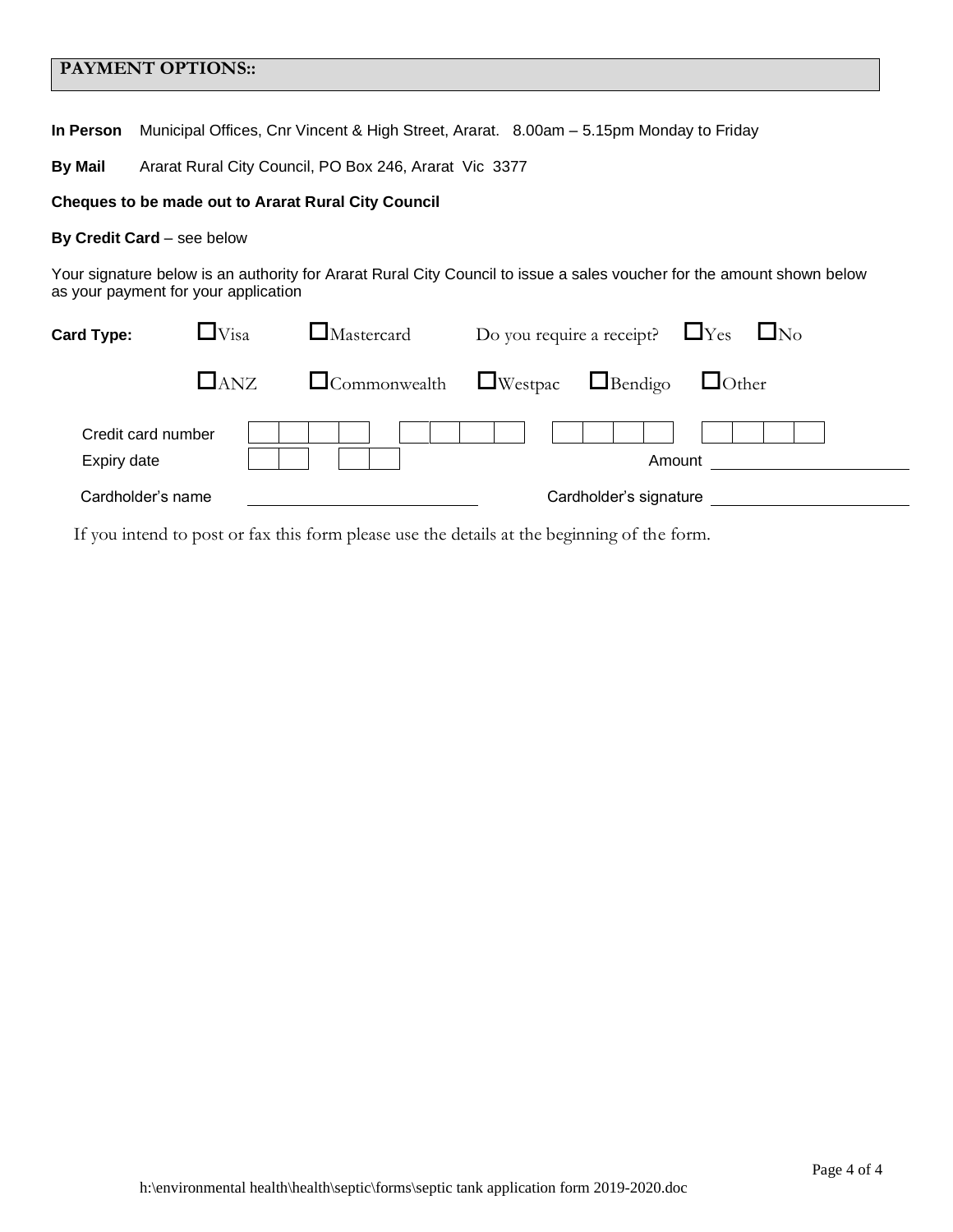## PAYMENT OPTIONS::

**In Person** Municipal Offices, Cnr Vincent & High Street, Ararat. 8.00am – 5.15pm Monday to Friday

**By Mail** Ararat Rural City Council, PO Box 246, Ararat Vic 3377

**Cheques to be made out to Ararat Rural City Council**

**By Credit Card** – see below

Your signature below is an authority for Ararat Rural City Council to issue a sales voucher for the amount shown below as your payment for your application

**Card Type:** ☐ Visa ☐ Mastercard Do you require a receipt? ☐ Yes ☐ No

☐ ANZ ☐ Commonwealth ☐ Westpac ☐ Bendigo ☐ Other

Credit card number ☐☐☐☐ ☐☐☐☐ ☐☐☐☐ ☐☐☐☐

Expiry date ☐☐ ☐☐ Amount ______________________

Cardholder's name ______________________ Cardholder's signature ______________________

If you intend to post or fax this form please use the details at the beginning of the form.

h:\environmental health\health\septic\forms\septic tank application form 2019-2020.doc